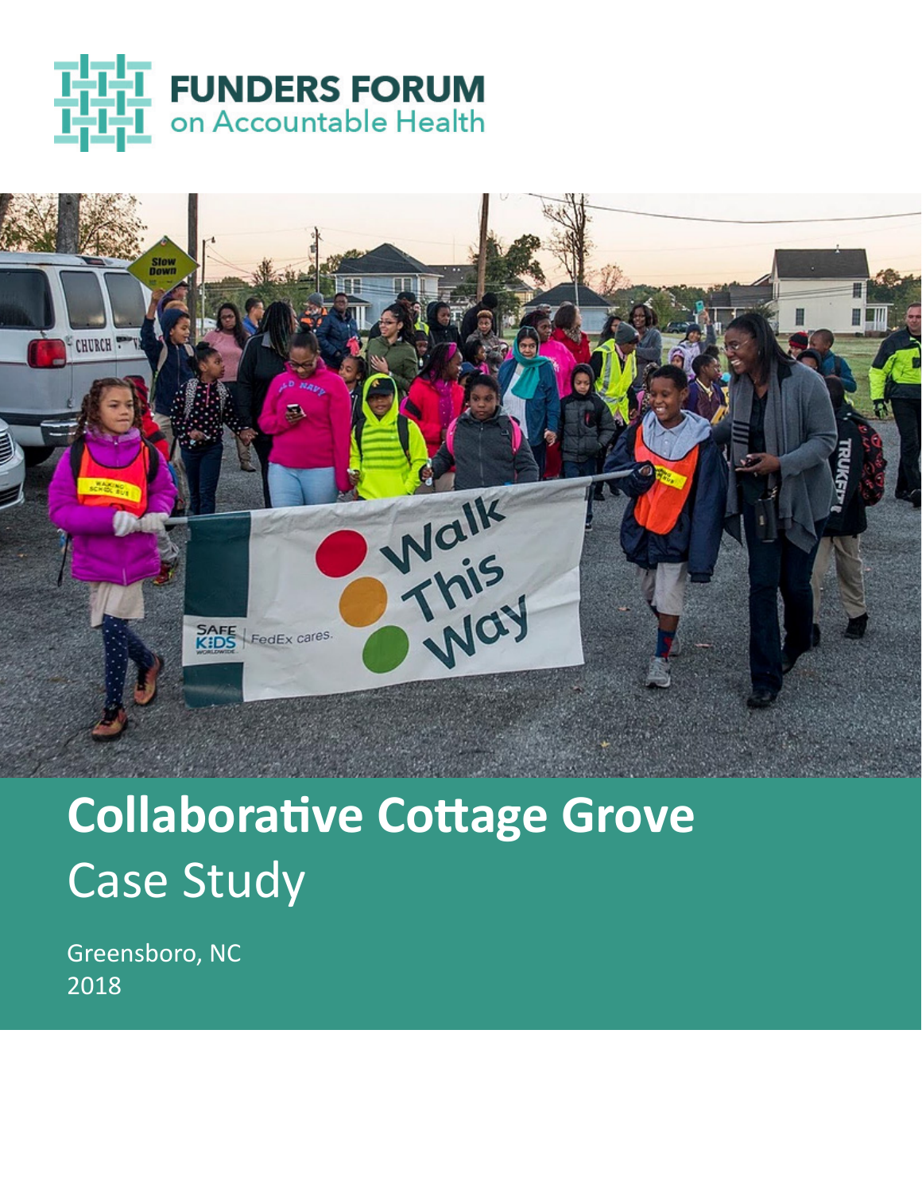FUNDERS FORUM
on Accountable Health

# Collaborative Cottage Grove
## Case Study

Greensboro, NC
2018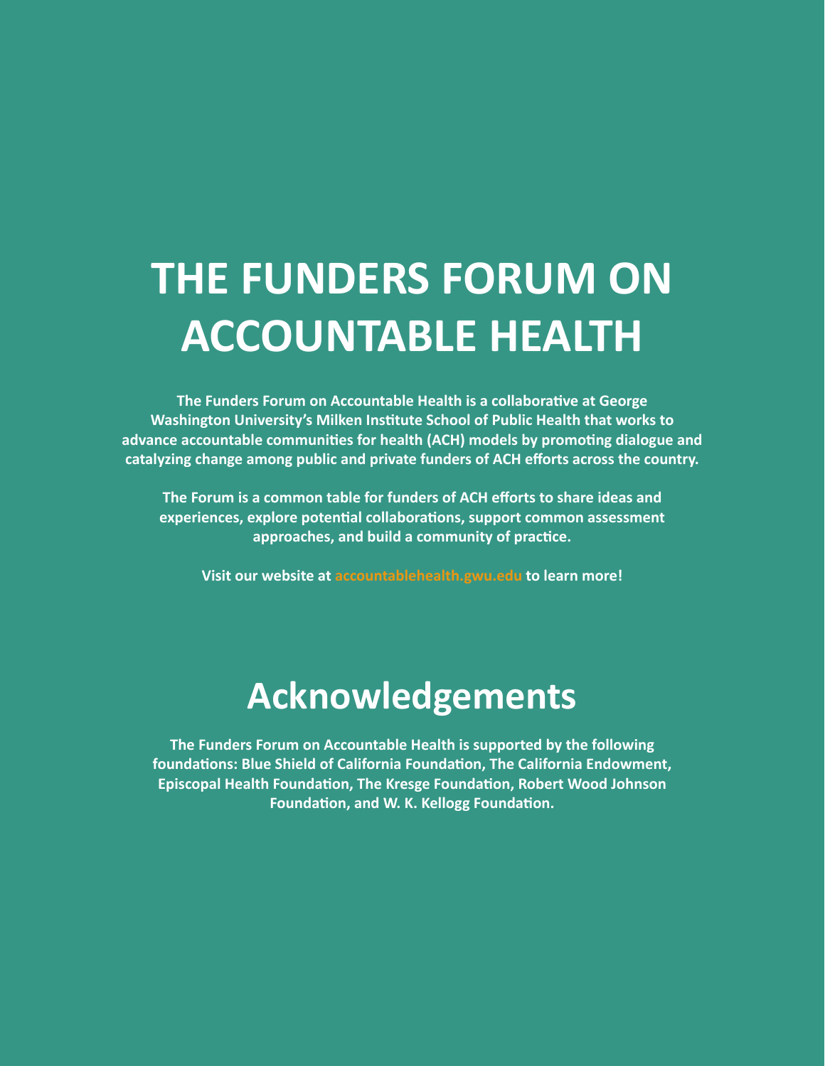# THE FUNDERS FORUM ON ACCOUNTABLE HEALTH

**The Funders Forum on Accountable Health is a collaborative at George Washington University's Milken Institute School of Public Health that works to advance accountable communities for health (ACH) models by promoting dialogue and catalyzing change among public and private funders of ACH efforts across the country.**

**The Forum is a common table for funders of ACH efforts to share ideas and experiences, explore potential collaborations, support common assessment approaches, and build a community of practice.**

**Visit our website at accountablehealth.gwu.edu to learn more!**

## Acknowledgements

**The Funders Forum on Accountable Health is supported by the following foundations: Blue Shield of California Foundation, The California Endowment, Episcopal Health Foundation, The Kresge Foundation, Robert Wood Johnson Foundation, and W. K. Kellogg Foundation.**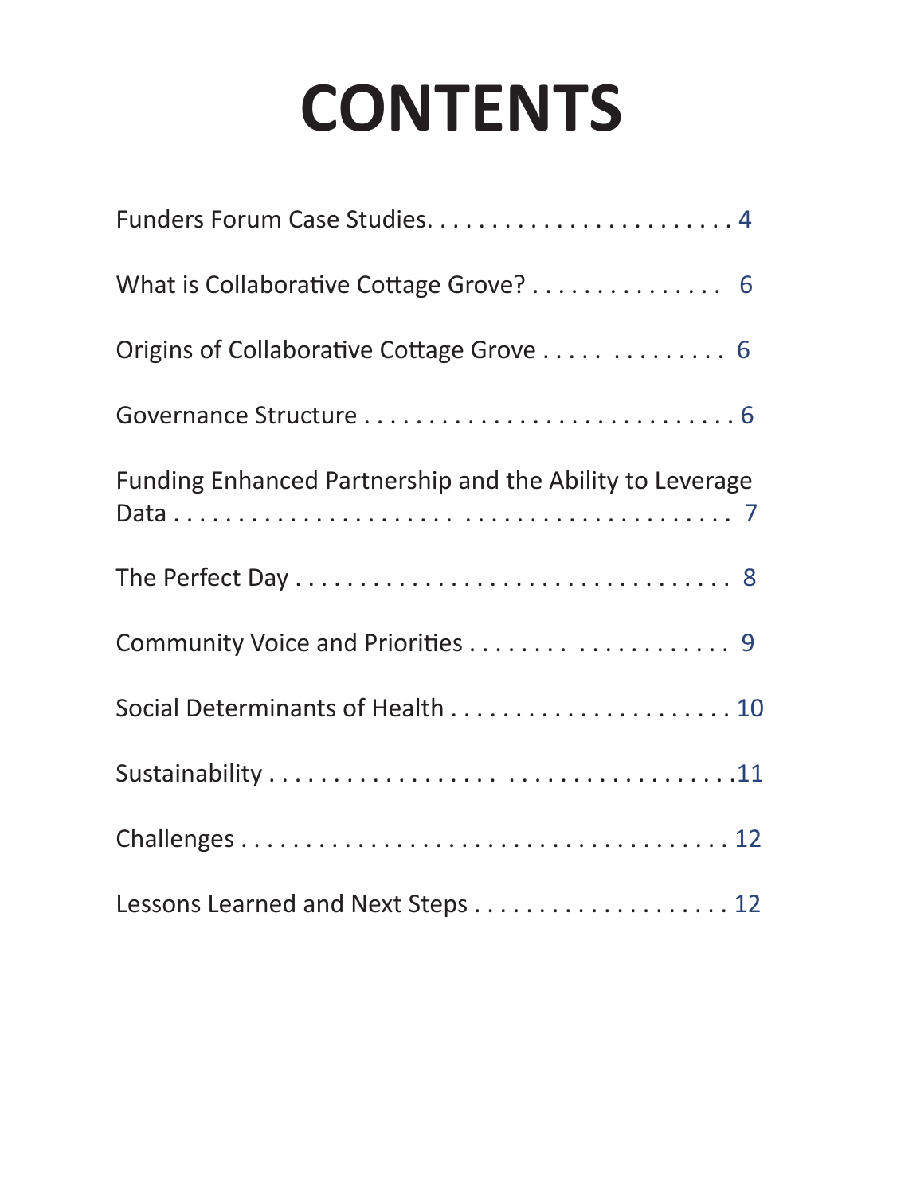# CONTENTS

Funders Forum Case Studies. . . . . . . . . . . . . . . . . . . . . . . . . 4

What is Collaborative Cottage Grove? . . . . . . . . . . . . . . . . 6

Origins of Collaborative Cottage Grove . . . . . . . . . . . . . . 6

Governance Structure . . . . . . . . . . . . . . . . . . . . . . . . . . . . . 6

Funding Enhanced Partnership and the Ability to Leverage Data . . . . . . . . . . . . . . . . . . . . . . . . . . . . . . . . . . . . . . . 7

The Perfect Day . . . . . . . . . . . . . . . . . . . . . . . . . . . . . . . . . 8

Community Voice and Priorities . . . . . . . . . . . . . . . . . . . . 9

Social Determinants of Health . . . . . . . . . . . . . . . . . . . . . . 10

Sustainability . . . . . . . . . . . . . . . . . . . . . . . . . . . . . . . . . . .11

Challenges . . . . . . . . . . . . . . . . . . . . . . . . . . . . . . . . . . . . . 12

Lessons Learned and Next Steps . . . . . . . . . . . . . . . . . . . . 12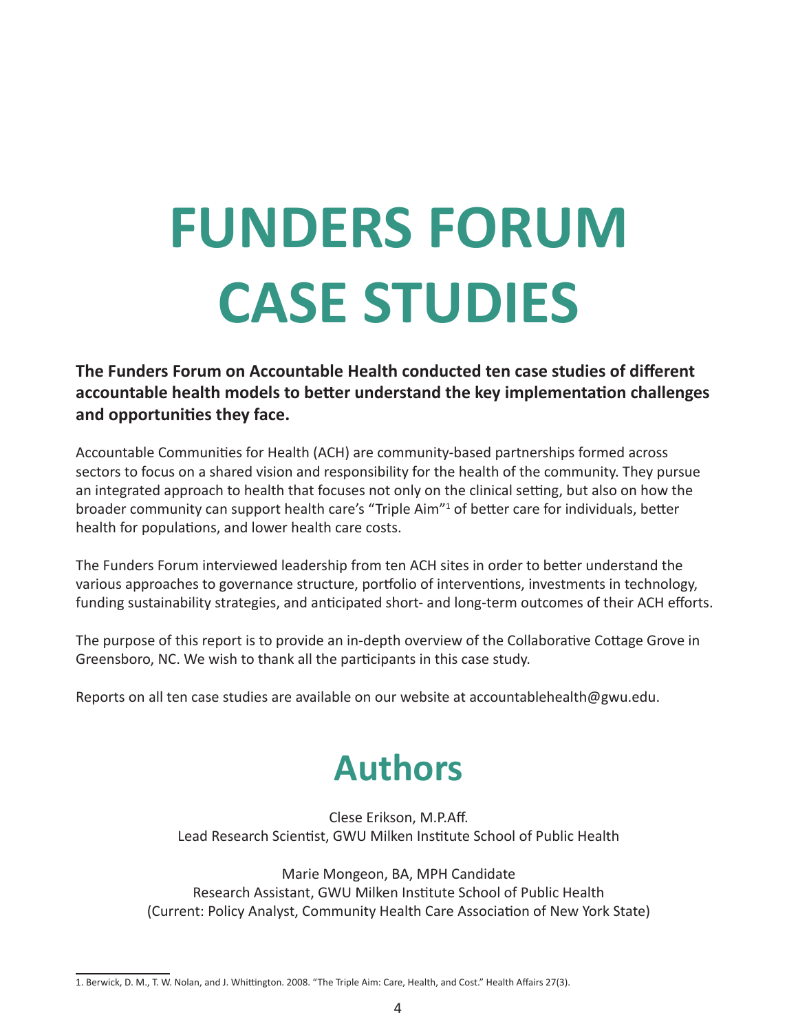# FUNDERS FORUM CASE STUDIES

**The Funders Forum on Accountable Health conducted ten case studies of different accountable health models to better understand the key implementation challenges and opportunities they face.**

Accountable Communities for Health (ACH) are community-based partnerships formed across sectors to focus on a shared vision and responsibility for the health of the community. They pursue an integrated approach to health that focuses not only on the clinical setting, but also on how the broader community can support health care's "Triple Aim"[1] of better care for individuals, better health for populations, and lower health care costs.

The Funders Forum interviewed leadership from ten ACH sites in order to better understand the various approaches to governance structure, portfolio of interventions, investments in technology, funding sustainability strategies, and anticipated short- and long-term outcomes of their ACH efforts.

The purpose of this report is to provide an in-depth overview of the Collaborative Cottage Grove in Greensboro, NC. We wish to thank all the participants in this case study.

Reports on all ten case studies are available on our website at accountablehealth@gwu.edu.

## Authors

Clese Erikson, M.P.Aff.
Lead Research Scientist, GWU Milken Institute School of Public Health

Marie Mongeon, BA, MPH Candidate
Research Assistant, GWU Milken Institute School of Public Health
(Current: Policy Analyst, Community Health Care Association of New York State)

1. Berwick, D. M., T. W. Nolan, and J. Whittington. 2008. "The Triple Aim: Care, Health, and Cost." Health Affairs 27(3).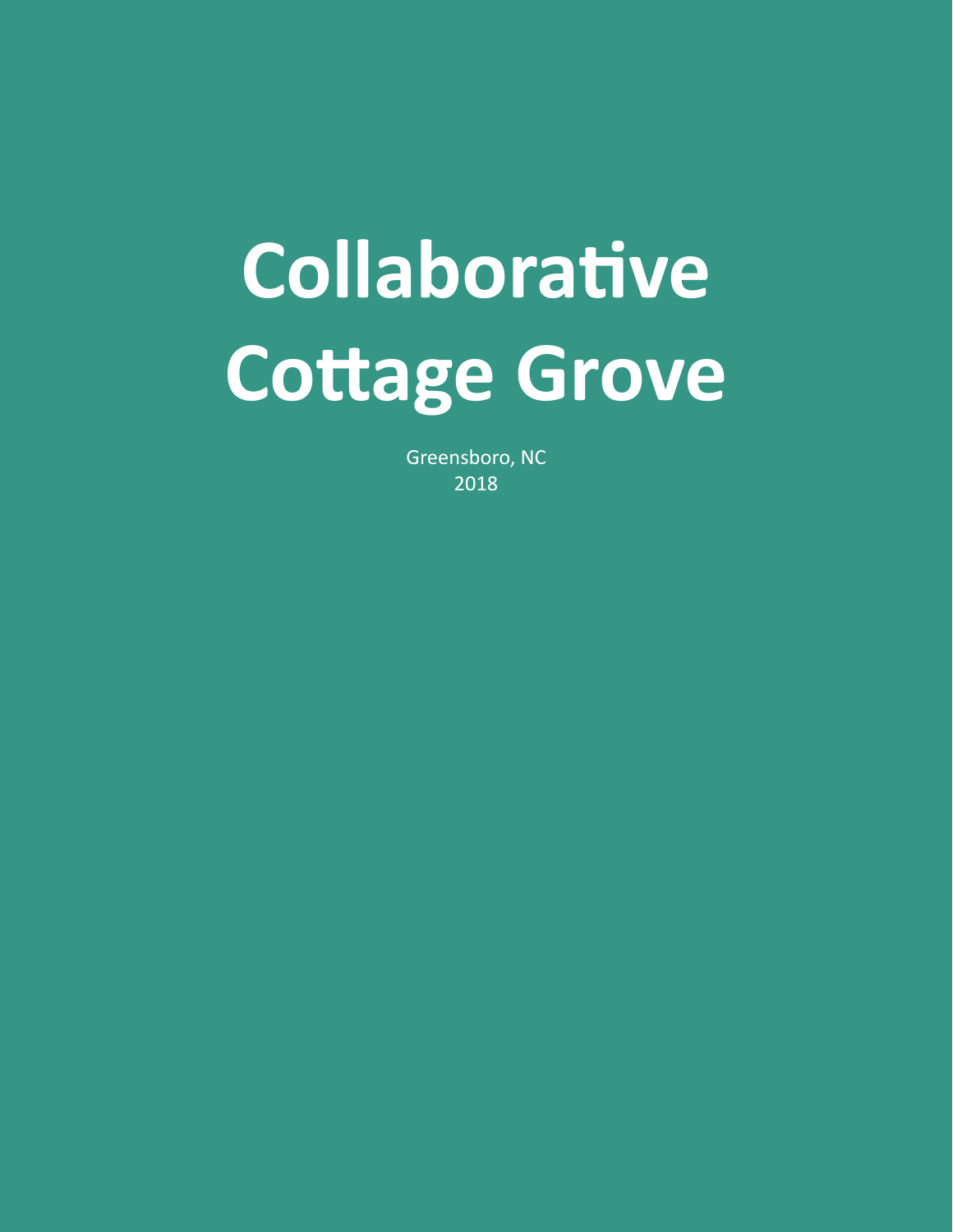# Collaborative Cottage Grove

Greensboro, NC
2018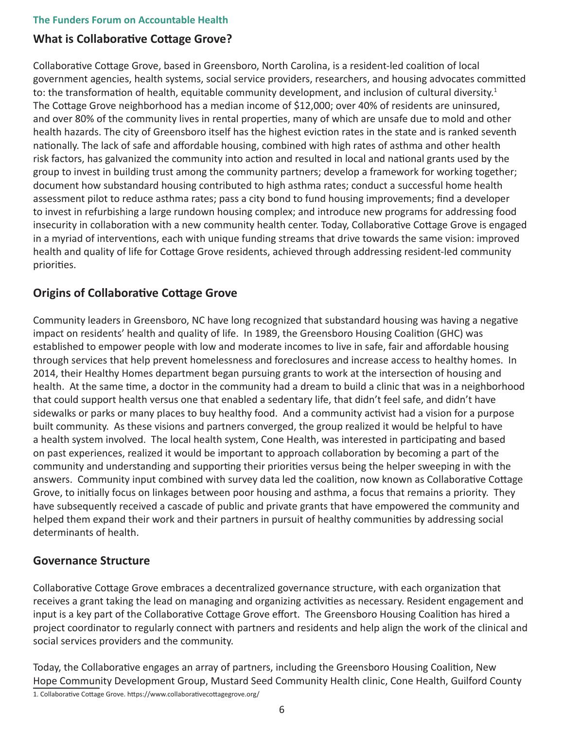## What is Collaborative Cottage Grove?

Collaborative Cottage Grove, based in Greensboro, North Carolina, is a resident-led coalition of local government agencies, health systems, social service providers, researchers, and housing advocates committed to: the transformation of health, equitable community development, and inclusion of cultural diversity.[1] The Cottage Grove neighborhood has a median income of $12,000; over 40% of residents are uninsured, and over 80% of the community lives in rental properties, many of which are unsafe due to mold and other health hazards. The city of Greensboro itself has the highest eviction rates in the state and is ranked seventh nationally. The lack of safe and affordable housing, combined with high rates of asthma and other health risk factors, has galvanized the community into action and resulted in local and national grants used by the group to invest in building trust among the community partners; develop a framework for working together; document how substandard housing contributed to high asthma rates; conduct a successful home health assessment pilot to reduce asthma rates; pass a city bond to fund housing improvements; find a developer to invest in refurbishing a large rundown housing complex; and introduce new programs for addressing food insecurity in collaboration with a new community health center. Today, Collaborative Cottage Grove is engaged in a myriad of interventions, each with unique funding streams that drive towards the same vision: improved health and quality of life for Cottage Grove residents, achieved through addressing resident-led community priorities.

## Origins of Collaborative Cottage Grove

Community leaders in Greensboro, NC have long recognized that substandard housing was having a negative impact on residents' health and quality of life. In 1989, the Greensboro Housing Coalition (GHC) was established to empower people with low and moderate incomes to live in safe, fair and affordable housing through services that help prevent homelessness and foreclosures and increase access to healthy homes. In 2014, their Healthy Homes department began pursuing grants to work at the intersection of housing and health. At the same time, a doctor in the community had a dream to build a clinic that was in a neighborhood that could support health versus one that enabled a sedentary life, that didn't feel safe, and didn't have sidewalks or parks or many places to buy healthy food. And a community activist had a vision for a purpose built community. As these visions and partners converged, the group realized it would be helpful to have a health system involved. The local health system, Cone Health, was interested in participating and based on past experiences, realized it would be important to approach collaboration by becoming a part of the community and understanding and supporting their priorities versus being the helper sweeping in with the answers. Community input combined with survey data led the coalition, now known as Collaborative Cottage Grove, to initially focus on linkages between poor housing and asthma, a focus that remains a priority. They have subsequently received a cascade of public and private grants that have empowered the community and helped them expand their work and their partners in pursuit of healthy communities by addressing social determinants of health.

## Governance Structure

Collaborative Cottage Grove embraces a decentralized governance structure, with each organization that receives a grant taking the lead on managing and organizing activities as necessary. Resident engagement and input is a key part of the Collaborative Cottage Grove effort. The Greensboro Housing Coalition has hired a project coordinator to regularly connect with partners and residents and help align the work of the clinical and social services providers and the community.

Today, the Collaborative engages an array of partners, including the Greensboro Housing Coalition, New Hope Community Development Group, Mustard Seed Community Health clinic, Cone Health, Guilford County

1. Collaborative Cottage Grove. https://www.collaborativecottagegrove.org/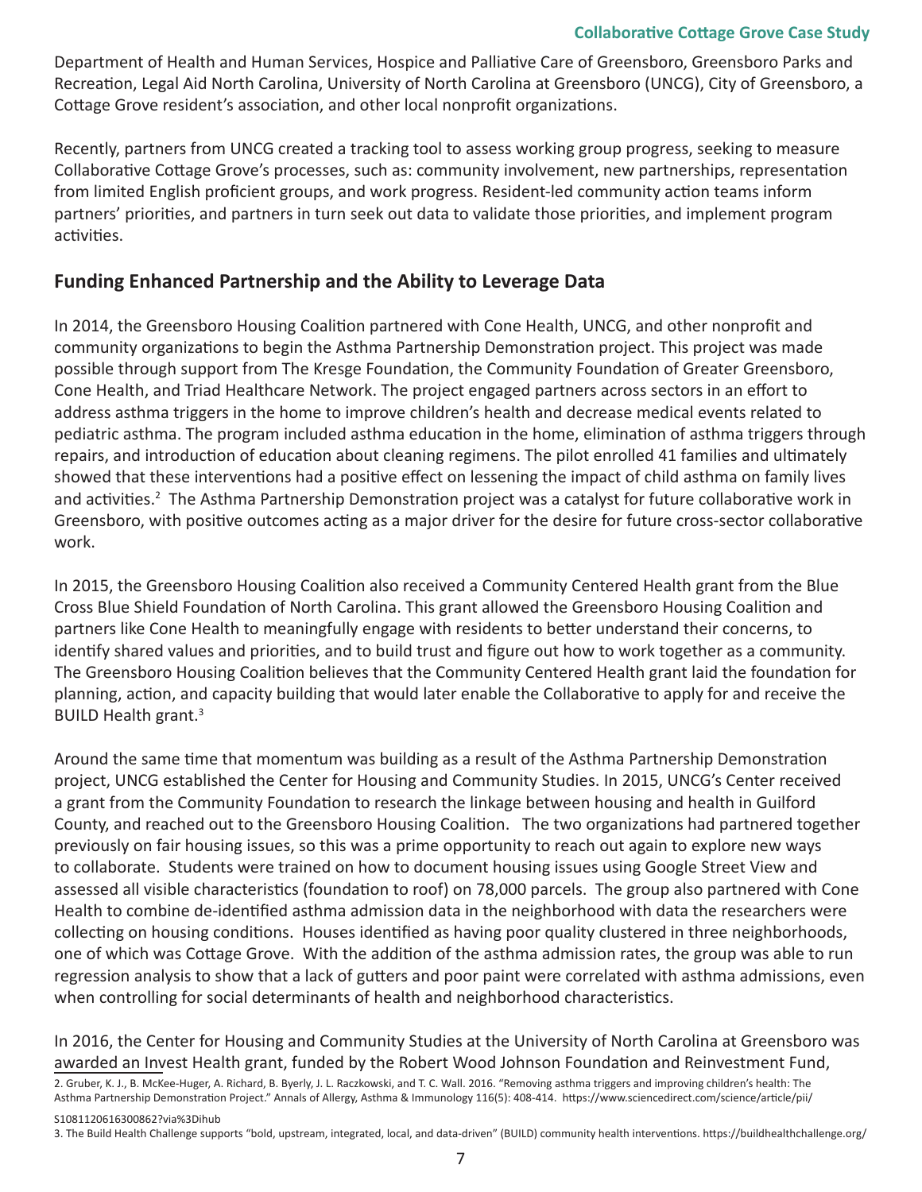Department of Health and Human Services, Hospice and Palliative Care of Greensboro, Greensboro Parks and Recreation, Legal Aid North Carolina, University of North Carolina at Greensboro (UNCG), City of Greensboro, a Cottage Grove resident's association, and other local nonprofit organizations.

Recently, partners from UNCG created a tracking tool to assess working group progress, seeking to measure Collaborative Cottage Grove's processes, such as: community involvement, new partnerships, representation from limited English proficient groups, and work progress. Resident-led community action teams inform partners' priorities, and partners in turn seek out data to validate those priorities, and implement program activities.

## Funding Enhanced Partnership and the Ability to Leverage Data

In 2014, the Greensboro Housing Coalition partnered with Cone Health, UNCG, and other nonprofit and community organizations to begin the Asthma Partnership Demonstration project. This project was made possible through support from The Kresge Foundation, the Community Foundation of Greater Greensboro, Cone Health, and Triad Healthcare Network. The project engaged partners across sectors in an effort to address asthma triggers in the home to improve children's health and decrease medical events related to pediatric asthma. The program included asthma education in the home, elimination of asthma triggers through repairs, and introduction of education about cleaning regimens. The pilot enrolled 41 families and ultimately showed that these interventions had a positive effect on lessening the impact of child asthma on family lives and activities.[2] The Asthma Partnership Demonstration project was a catalyst for future collaborative work in Greensboro, with positive outcomes acting as a major driver for the desire for future cross-sector collaborative work.

In 2015, the Greensboro Housing Coalition also received a Community Centered Health grant from the Blue Cross Blue Shield Foundation of North Carolina. This grant allowed the Greensboro Housing Coalition and partners like Cone Health to meaningfully engage with residents to better understand their concerns, to identify shared values and priorities, and to build trust and figure out how to work together as a community. The Greensboro Housing Coalition believes that the Community Centered Health grant laid the foundation for planning, action, and capacity building that would later enable the Collaborative to apply for and receive the BUILD Health grant.[3]

Around the same time that momentum was building as a result of the Asthma Partnership Demonstration project, UNCG established the Center for Housing and Community Studies. In 2015, UNCG's Center received a grant from the Community Foundation to research the linkage between housing and health in Guilford County, and reached out to the Greensboro Housing Coalition. The two organizations had partnered together previously on fair housing issues, so this was a prime opportunity to reach out again to explore new ways to collaborate. Students were trained on how to document housing issues using Google Street View and assessed all visible characteristics (foundation to roof) on 78,000 parcels. The group also partnered with Cone Health to combine de-identified asthma admission data in the neighborhood with data the researchers were collecting on housing conditions. Houses identified as having poor quality clustered in three neighborhoods, one of which was Cottage Grove. With the addition of the asthma admission rates, the group was able to run regression analysis to show that a lack of gutters and poor paint were correlated with asthma admissions, even when controlling for social determinants of health and neighborhood characteristics.

In 2016, the Center for Housing and Community Studies at the University of North Carolina at Greensboro was awarded an Invest Health grant, funded by the Robert Wood Johnson Foundation and Reinvestment Fund,

2. Gruber, K. J., B. McKee-Huger, A. Richard, B. Byerly, J. L. Raczkowski, and T. C. Wall. 2016. "Removing asthma triggers and improving children's health: The Asthma Partnership Demonstration Project." Annals of Allergy, Asthma & Immunology 116(5): 408-414. https://www.sciencedirect.com/science/article/pii/S1081120616300862?via%3Dihub

3. The Build Health Challenge supports "bold, upstream, integrated, local, and data-driven" (BUILD) community health interventions. https://buildhealthchallenge.org/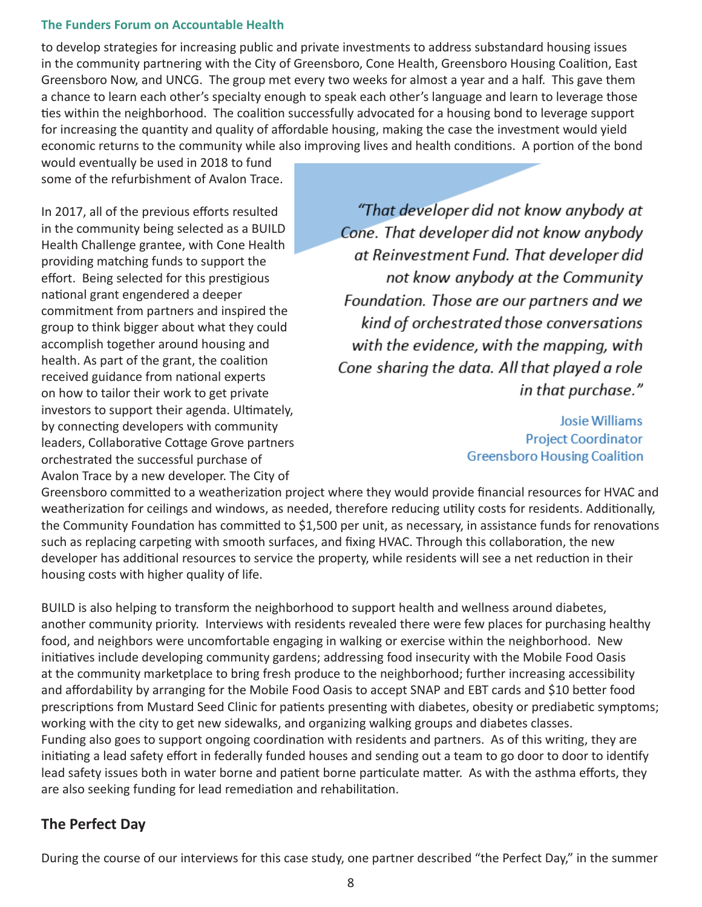to develop strategies for increasing public and private investments to address substandard housing issues in the community partnering with the City of Greensboro, Cone Health, Greensboro Housing Coalition, East Greensboro Now, and UNCG. The group met every two weeks for almost a year and a half. This gave them a chance to learn each other's specialty enough to speak each other's language and learn to leverage those ties within the neighborhood. The coalition successfully advocated for a housing bond to leverage support for increasing the quantity and quality of affordable housing, making the case the investment would yield economic returns to the community while also improving lives and health conditions. A portion of the bond would eventually be used in 2018 to fund some of the refurbishment of Avalon Trace.

In 2017, all of the previous efforts resulted in the community being selected as a BUILD Health Challenge grantee, with Cone Health providing matching funds to support the effort. Being selected for this prestigious national grant engendered a deeper commitment from partners and inspired the group to think bigger about what they could accomplish together around housing and health. As part of the grant, the coalition received guidance from national experts on how to tailor their work to get private investors to support their agenda. Ultimately, by connecting developers with community leaders, Collaborative Cottage Grove partners orchestrated the successful purchase of Avalon Trace by a new developer. The City of Greensboro committed to a weatherization project where they would provide financial resources for HVAC and weatherization for ceilings and windows, as needed, therefore reducing utility costs for residents. Additionally, the Community Foundation has committed to $1,500 per unit, as necessary, in assistance funds for renovations such as replacing carpeting with smooth surfaces, and fixing HVAC. Through this collaboration, the new developer has additional resources to service the property, while residents will see a net reduction in their housing costs with higher quality of life.

> *"That developer did not know anybody at Cone. That developer did not know anybody at Reinvestment Fund. That developer did not know anybody at the Community Foundation. Those are our partners and we kind of orchestrated those conversations with the evidence, with the mapping, with Cone sharing the data. All that played a role in that purchase."*
>
> Josie Williams
> Project Coordinator
> Greensboro Housing Coalition

BUILD is also helping to transform the neighborhood to support health and wellness around diabetes, another community priority. Interviews with residents revealed there were few places for purchasing healthy food, and neighbors were uncomfortable engaging in walking or exercise within the neighborhood. New initiatives include developing community gardens; addressing food insecurity with the Mobile Food Oasis at the community marketplace to bring fresh produce to the neighborhood; further increasing accessibility and affordability by arranging for the Mobile Food Oasis to accept SNAP and EBT cards and $10 better food prescriptions from Mustard Seed Clinic for patients presenting with diabetes, obesity or prediabetic symptoms; working with the city to get new sidewalks, and organizing walking groups and diabetes classes. Funding also goes to support ongoing coordination with residents and partners. As of this writing, they are initiating a lead safety effort in federally funded houses and sending out a team to go door to door to identify lead safety issues both in water borne and patient borne particulate matter. As with the asthma efforts, they are also seeking funding for lead remediation and rehabilitation.

## The Perfect Day

During the course of our interviews for this case study, one partner described "the Perfect Day," in the summer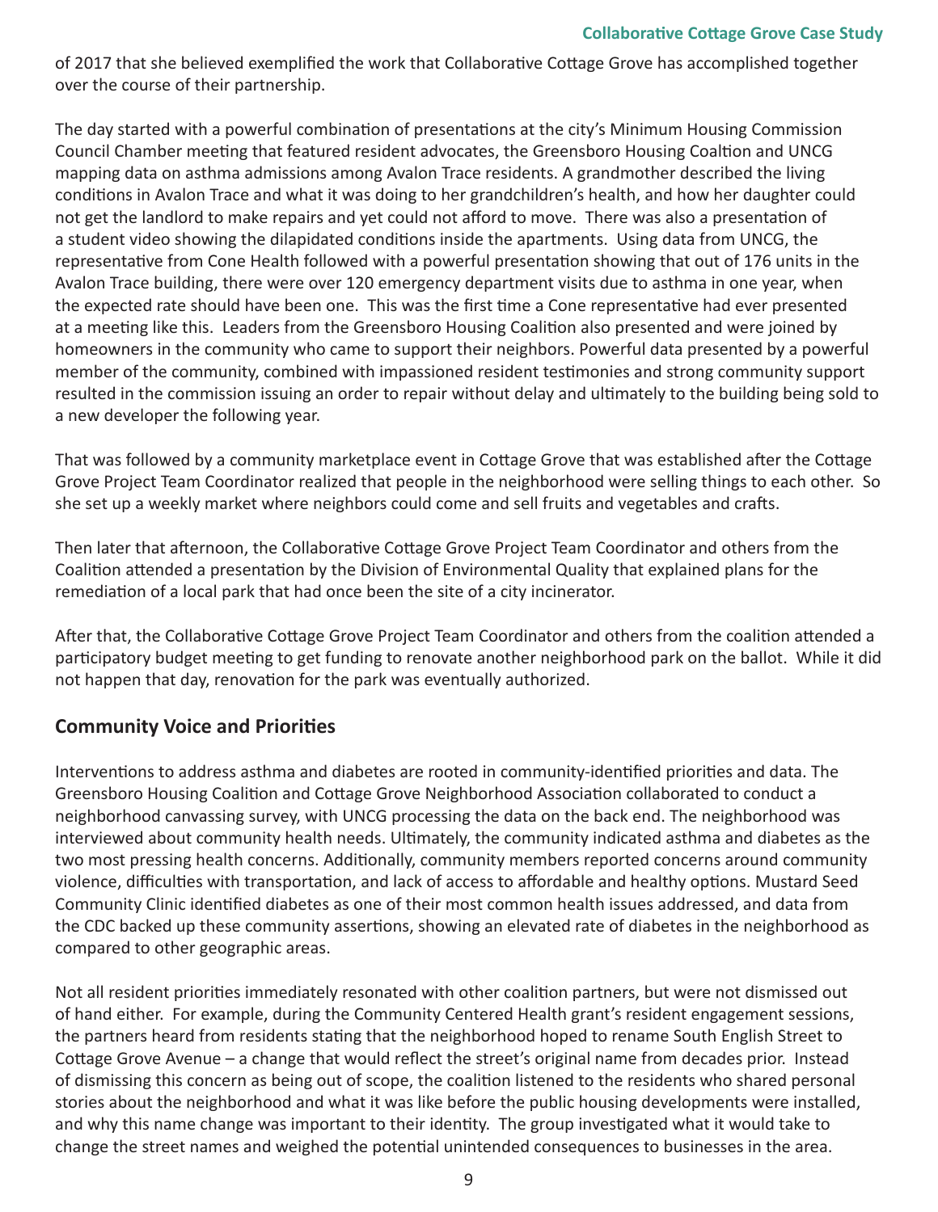of 2017 that she believed exemplified the work that Collaborative Cottage Grove has accomplished together over the course of their partnership.

The day started with a powerful combination of presentations at the city's Minimum Housing Commission Council Chamber meeting that featured resident advocates, the Greensboro Housing Coaltion and UNCG mapping data on asthma admissions among Avalon Trace residents. A grandmother described the living conditions in Avalon Trace and what it was doing to her grandchildren's health, and how her daughter could not get the landlord to make repairs and yet could not afford to move. There was also a presentation of a student video showing the dilapidated conditions inside the apartments. Using data from UNCG, the representative from Cone Health followed with a powerful presentation showing that out of 176 units in the Avalon Trace building, there were over 120 emergency department visits due to asthma in one year, when the expected rate should have been one. This was the first time a Cone representative had ever presented at a meeting like this. Leaders from the Greensboro Housing Coalition also presented and were joined by homeowners in the community who came to support their neighbors. Powerful data presented by a powerful member of the community, combined with impassioned resident testimonies and strong community support resulted in the commission issuing an order to repair without delay and ultimately to the building being sold to a new developer the following year.

That was followed by a community marketplace event in Cottage Grove that was established after the Cottage Grove Project Team Coordinator realized that people in the neighborhood were selling things to each other. So she set up a weekly market where neighbors could come and sell fruits and vegetables and crafts.

Then later that afternoon, the Collaborative Cottage Grove Project Team Coordinator and others from the Coalition attended a presentation by the Division of Environmental Quality that explained plans for the remediation of a local park that had once been the site of a city incinerator.

After that, the Collaborative Cottage Grove Project Team Coordinator and others from the coalition attended a participatory budget meeting to get funding to renovate another neighborhood park on the ballot. While it did not happen that day, renovation for the park was eventually authorized.

## Community Voice and Priorities

Interventions to address asthma and diabetes are rooted in community-identified priorities and data. The Greensboro Housing Coalition and Cottage Grove Neighborhood Association collaborated to conduct a neighborhood canvassing survey, with UNCG processing the data on the back end. The neighborhood was interviewed about community health needs. Ultimately, the community indicated asthma and diabetes as the two most pressing health concerns. Additionally, community members reported concerns around community violence, difficulties with transportation, and lack of access to affordable and healthy options. Mustard Seed Community Clinic identified diabetes as one of their most common health issues addressed, and data from the CDC backed up these community assertions, showing an elevated rate of diabetes in the neighborhood as compared to other geographic areas.

Not all resident priorities immediately resonated with other coalition partners, but were not dismissed out of hand either. For example, during the Community Centered Health grant's resident engagement sessions, the partners heard from residents stating that the neighborhood hoped to rename South English Street to Cottage Grove Avenue – a change that would reflect the street's original name from decades prior. Instead of dismissing this concern as being out of scope, the coalition listened to the residents who shared personal stories about the neighborhood and what it was like before the public housing developments were installed, and why this name change was important to their identity. The group investigated what it would take to change the street names and weighed the potential unintended consequences to businesses in the area.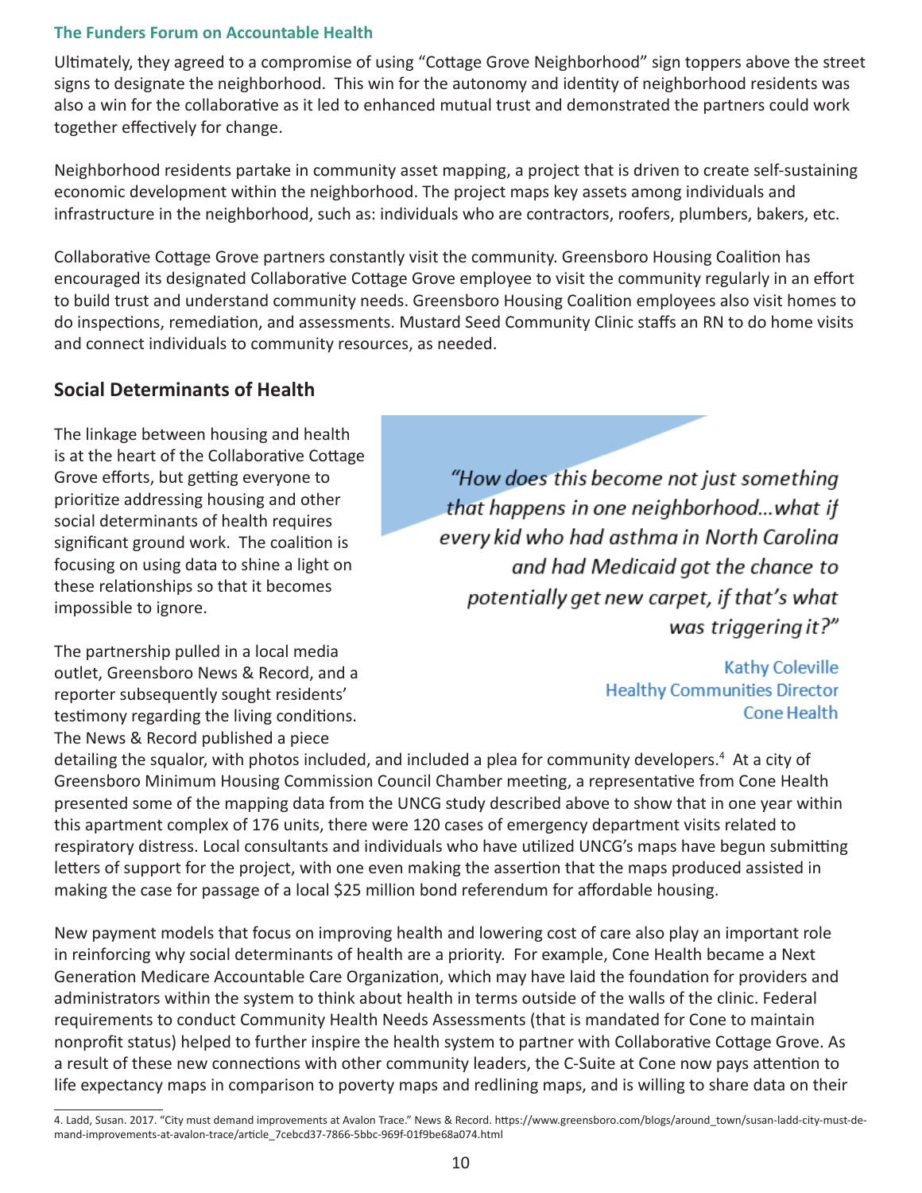Ultimately, they agreed to a compromise of using "Cottage Grove Neighborhood" sign toppers above the street signs to designate the neighborhood. This win for the autonomy and identity of neighborhood residents was also a win for the collaborative as it led to enhanced mutual trust and demonstrated the partners could work together effectively for change.

Neighborhood residents partake in community asset mapping, a project that is driven to create self-sustaining economic development within the neighborhood. The project maps key assets among individuals and infrastructure in the neighborhood, such as: individuals who are contractors, roofers, plumbers, bakers, etc.

Collaborative Cottage Grove partners constantly visit the community. Greensboro Housing Coalition has encouraged its designated Collaborative Cottage Grove employee to visit the community regularly in an effort to build trust and understand community needs. Greensboro Housing Coalition employees also visit homes to do inspections, remediation, and assessments. Mustard Seed Community Clinic staffs an RN to do home visits and connect individuals to community resources, as needed.

## Social Determinants of Health

The linkage between housing and health is at the heart of the Collaborative Cottage Grove efforts, but getting everyone to prioritize addressing housing and other social determinants of health requires significant ground work. The coalition is focusing on using data to shine a light on these relationships so that it becomes impossible to ignore.

> *"How does this become not just something that happens in one neighborhood...what if every kid who had asthma in North Carolina and had Medicaid got the chance to potentially get new carpet, if that's what was triggering it?"*
>
> Kathy Coleville
> Healthy Communities Director
> Cone Health

The partnership pulled in a local media outlet, Greensboro News & Record, and a reporter subsequently sought residents' testimony regarding the living conditions. The News & Record published a piece detailing the squalor, with photos included, and included a plea for community developers.[4] At a city of Greensboro Minimum Housing Commission Council Chamber meeting, a representative from Cone Health presented some of the mapping data from the UNCG study described above to show that in one year within this apartment complex of 176 units, there were 120 cases of emergency department visits related to respiratory distress. Local consultants and individuals who have utilized UNCG's maps have begun submitting letters of support for the project, with one even making the assertion that the maps produced assisted in making the case for passage of a local $25 million bond referendum for affordable housing.

New payment models that focus on improving health and lowering cost of care also play an important role in reinforcing why social determinants of health are a priority. For example, Cone Health became a Next Generation Medicare Accountable Care Organization, which may have laid the foundation for providers and administrators within the system to think about health in terms outside of the walls of the clinic. Federal requirements to conduct Community Health Needs Assessments (that is mandated for Cone to maintain nonprofit status) helped to further inspire the health system to partner with Collaborative Cottage Grove. As a result of these new connections with other community leaders, the C-Suite at Cone now pays attention to life expectancy maps in comparison to poverty maps and redlining maps, and is willing to share data on their

---

4. Ladd, Susan. 2017. "City must demand improvements at Avalon Trace." News & Record. https://www.greensboro.com/blogs/around_town/susan-ladd-city-must-demand-improvements-at-avalon-trace/article_7cebcd37-7866-5bbc-969f-01f9be68a074.html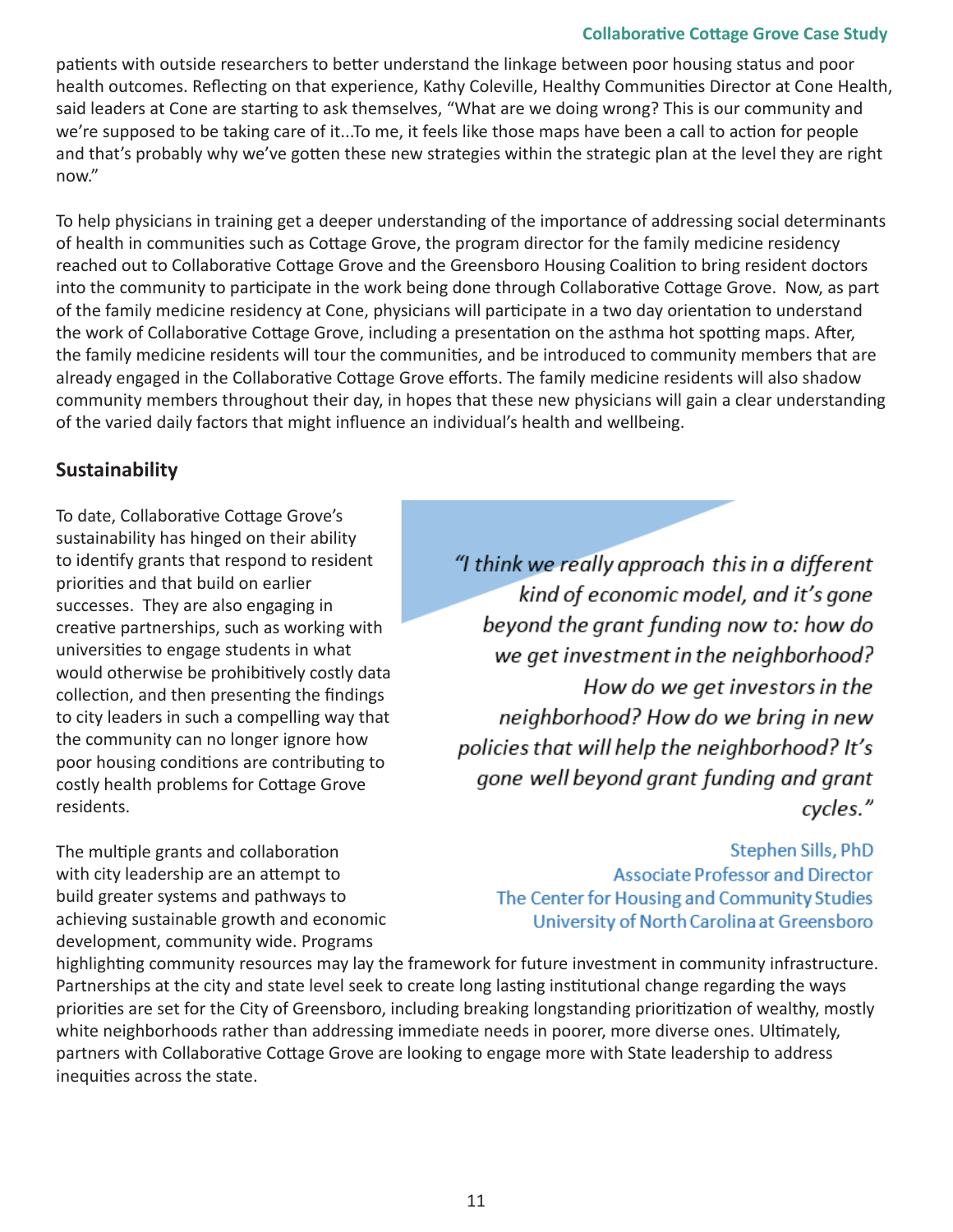patients with outside researchers to better understand the linkage between poor housing status and poor health outcomes. Reflecting on that experience, Kathy Coleville, Healthy Communities Director at Cone Health, said leaders at Cone are starting to ask themselves, "What are we doing wrong? This is our community and we're supposed to be taking care of it...To me, it feels like those maps have been a call to action for people and that's probably why we've gotten these new strategies within the strategic plan at the level they are right now."

To help physicians in training get a deeper understanding of the importance of addressing social determinants of health in communities such as Cottage Grove, the program director for the family medicine residency reached out to Collaborative Cottage Grove and the Greensboro Housing Coalition to bring resident doctors into the community to participate in the work being done through Collaborative Cottage Grove. Now, as part of the family medicine residency at Cone, physicians will participate in a two day orientation to understand the work of Collaborative Cottage Grove, including a presentation on the asthma hot spotting maps. After, the family medicine residents will tour the communities, and be introduced to community members that are already engaged in the Collaborative Cottage Grove efforts. The family medicine residents will also shadow community members throughout their day, in hopes that these new physicians will gain a clear understanding of the varied daily factors that might influence an individual's health and wellbeing.

## Sustainability

To date, Collaborative Cottage Grove's sustainability has hinged on their ability to identify grants that respond to resident priorities and that build on earlier successes. They are also engaging in creative partnerships, such as working with universities to engage students in what would otherwise be prohibitively costly data collection, and then presenting the findings to city leaders in such a compelling way that the community can no longer ignore how poor housing conditions are contributing to costly health problems for Cottage Grove residents.

> *"I think we really approach this in a different kind of economic model, and it's gone beyond the grant funding now to: how do we get investment in the neighborhood? How do we get investors in the neighborhood? How do we bring in new policies that will help the neighborhood? It's gone well beyond grant funding and grant cycles."*
>
> Stephen Sills, PhD
> Associate Professor and Director
> The Center for Housing and Community Studies
> University of North Carolina at Greensboro

The multiple grants and collaboration with city leadership are an attempt to build greater systems and pathways to achieving sustainable growth and economic development, community wide. Programs highlighting community resources may lay the framework for future investment in community infrastructure. Partnerships at the city and state level seek to create long lasting institutional change regarding the ways priorities are set for the City of Greensboro, including breaking longstanding prioritization of wealthy, mostly white neighborhoods rather than addressing immediate needs in poorer, more diverse ones. Ultimately, partners with Collaborative Cottage Grove are looking to engage more with State leadership to address inequities across the state.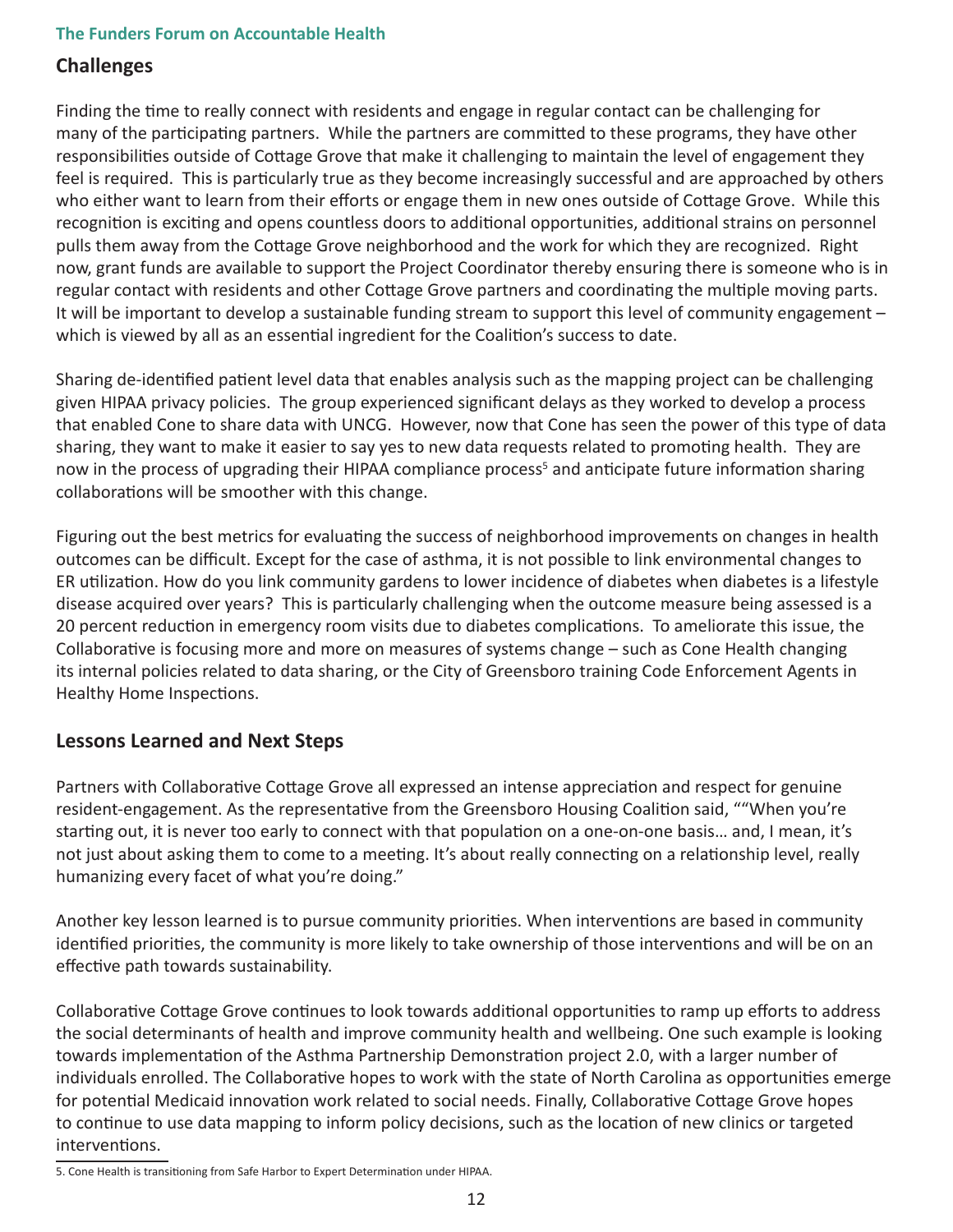## Challenges

Finding the time to really connect with residents and engage in regular contact can be challenging for many of the participating partners. While the partners are committed to these programs, they have other responsibilities outside of Cottage Grove that make it challenging to maintain the level of engagement they feel is required. This is particularly true as they become increasingly successful and are approached by others who either want to learn from their efforts or engage them in new ones outside of Cottage Grove. While this recognition is exciting and opens countless doors to additional opportunities, additional strains on personnel pulls them away from the Cottage Grove neighborhood and the work for which they are recognized. Right now, grant funds are available to support the Project Coordinator thereby ensuring there is someone who is in regular contact with residents and other Cottage Grove partners and coordinating the multiple moving parts. It will be important to develop a sustainable funding stream to support this level of community engagement – which is viewed by all as an essential ingredient for the Coalition's success to date.

Sharing de-identified patient level data that enables analysis such as the mapping project can be challenging given HIPAA privacy policies. The group experienced significant delays as they worked to develop a process that enabled Cone to share data with UNCG. However, now that Cone has seen the power of this type of data sharing, they want to make it easier to say yes to new data requests related to promoting health. They are now in the process of upgrading their HIPAA compliance process[5] and anticipate future information sharing collaborations will be smoother with this change.

Figuring out the best metrics for evaluating the success of neighborhood improvements on changes in health outcomes can be difficult. Except for the case of asthma, it is not possible to link environmental changes to ER utilization. How do you link community gardens to lower incidence of diabetes when diabetes is a lifestyle disease acquired over years? This is particularly challenging when the outcome measure being assessed is a 20 percent reduction in emergency room visits due to diabetes complications. To ameliorate this issue, the Collaborative is focusing more and more on measures of systems change – such as Cone Health changing its internal policies related to data sharing, or the City of Greensboro training Code Enforcement Agents in Healthy Home Inspections.

## Lessons Learned and Next Steps

Partners with Collaborative Cottage Grove all expressed an intense appreciation and respect for genuine resident-engagement. As the representative from the Greensboro Housing Coalition said, ""When you're starting out, it is never too early to connect with that population on a one-on-one basis… and, I mean, it's not just about asking them to come to a meeting. It's about really connecting on a relationship level, really humanizing every facet of what you're doing."

Another key lesson learned is to pursue community priorities. When interventions are based in community identified priorities, the community is more likely to take ownership of those interventions and will be on an effective path towards sustainability.

Collaborative Cottage Grove continues to look towards additional opportunities to ramp up efforts to address the social determinants of health and improve community health and wellbeing. One such example is looking towards implementation of the Asthma Partnership Demonstration project 2.0, with a larger number of individuals enrolled. The Collaborative hopes to work with the state of North Carolina as opportunities emerge for potential Medicaid innovation work related to social needs. Finally, Collaborative Cottage Grove hopes to continue to use data mapping to inform policy decisions, such as the location of new clinics or targeted interventions.

5. Cone Health is transitioning from Safe Harbor to Expert Determination under HIPAA.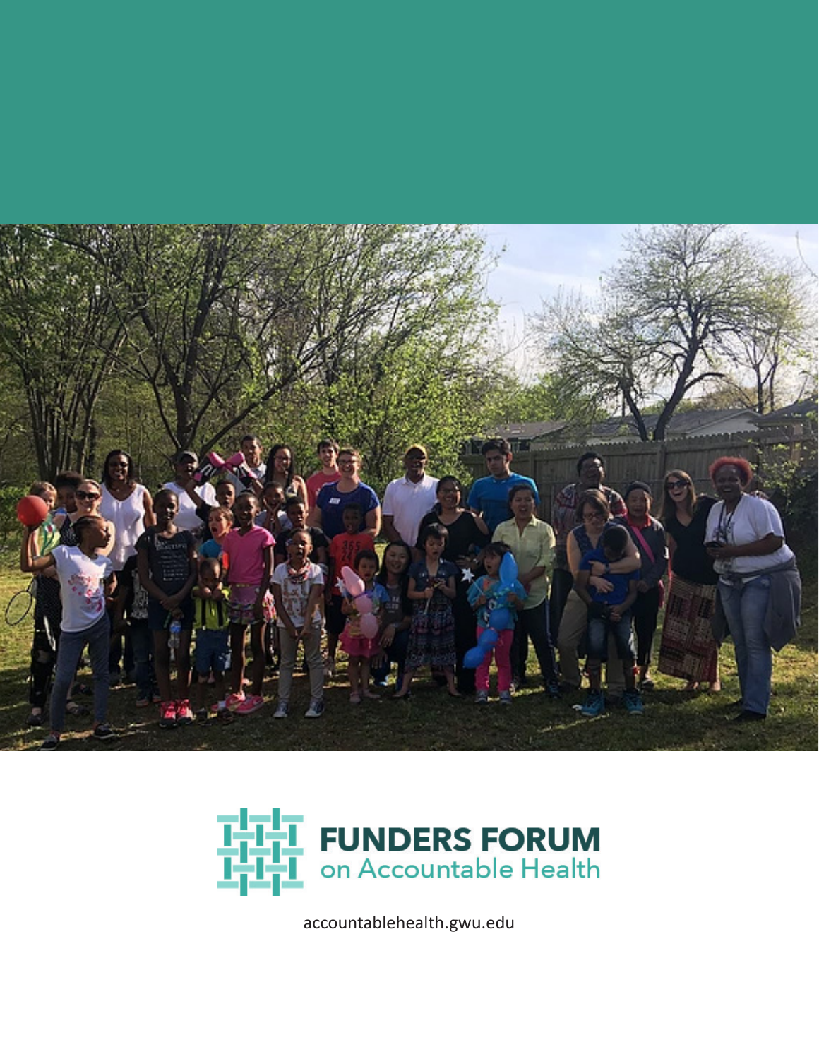FUNDERS FORUM
on Accountable Health

accountablehealth.gwu.edu